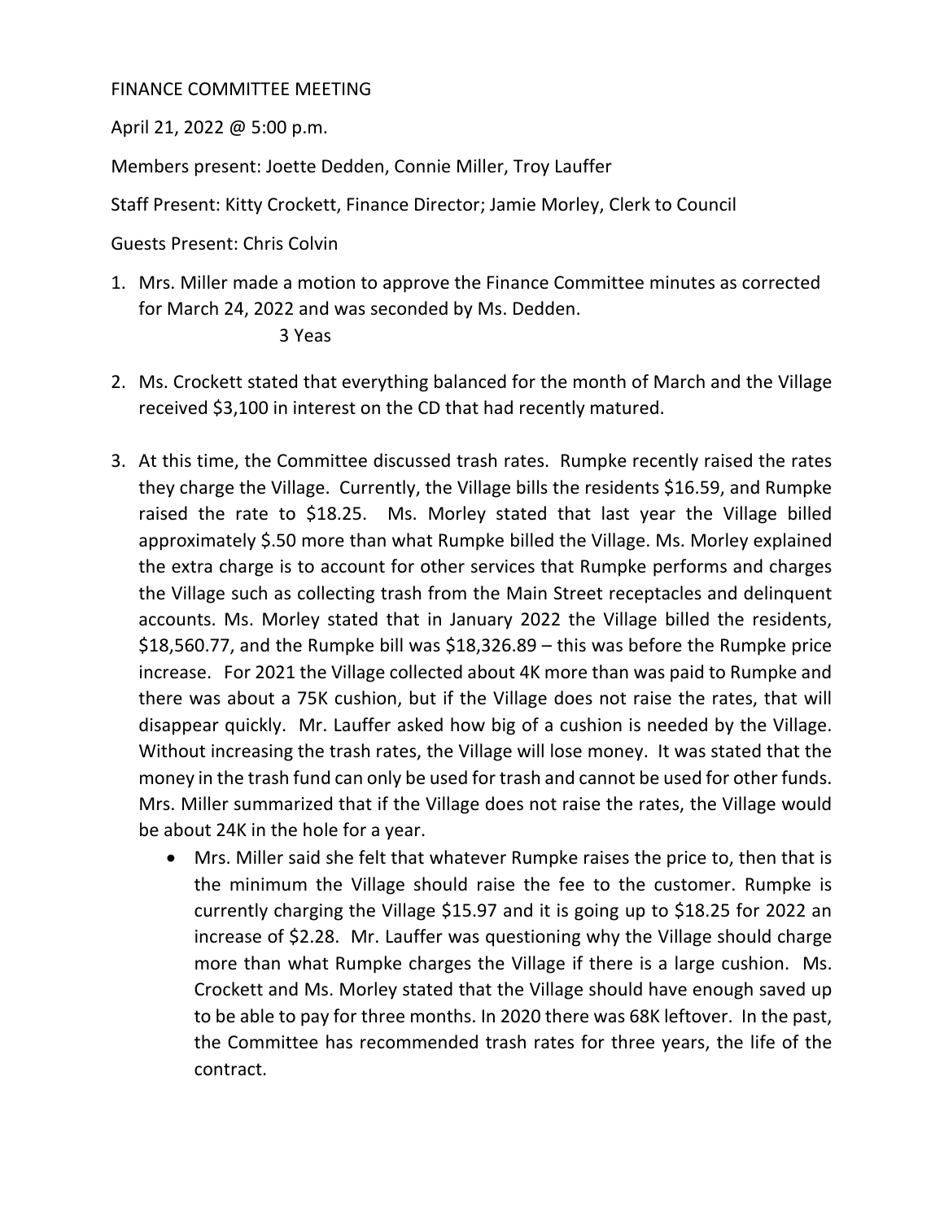FINANCE COMMITTEE MEETING

April 21, 2022 @ 5:00 p.m.

Members present: Joette Dedden, Connie Miller, Troy Lauffer

Staff Present: Kitty Crockett, Finance Director; Jamie Morley, Clerk to Council

Guests Present: Chris Colvin

1. Mrs. Miller made a motion to approve the Finance Committee minutes as corrected for March 24, 2022 and was seconded by Ms. Dedden.

   3 Yeas

2. Ms. Crockett stated that everything balanced for the month of March and the Village received $3,100 in interest on the CD that had recently matured.

3. At this time, the Committee discussed trash rates. Rumpke recently raised the rates they charge the Village. Currently, the Village bills the residents $16.59, and Rumpke raised the rate to $18.25. Ms. Morley stated that last year the Village billed approximately $.50 more than what Rumpke billed the Village. Ms. Morley explained the extra charge is to account for other services that Rumpke performs and charges the Village such as collecting trash from the Main Street receptacles and delinquent accounts. Ms. Morley stated that in January 2022 the Village billed the residents, $18,560.77, and the Rumpke bill was $18,326.89 – this was before the Rumpke price increase. For 2021 the Village collected about 4K more than was paid to Rumpke and there was about a 75K cushion, but if the Village does not raise the rates, that will disappear quickly. Mr. Lauffer asked how big of a cushion is needed by the Village. Without increasing the trash rates, the Village will lose money. It was stated that the money in the trash fund can only be used for trash and cannot be used for other funds. Mrs. Miller summarized that if the Village does not raise the rates, the Village would be about 24K in the hole for a year.
   - Mrs. Miller said she felt that whatever Rumpke raises the price to, then that is the minimum the Village should raise the fee to the customer. Rumpke is currently charging the Village $15.97 and it is going up to $18.25 for 2022 an increase of $2.28. Mr. Lauffer was questioning why the Village should charge more than what Rumpke charges the Village if there is a large cushion. Ms. Crockett and Ms. Morley stated that the Village should have enough saved up to be able to pay for three months. In 2020 there was 68K leftover. In the past, the Committee has recommended trash rates for three years, the life of the contract.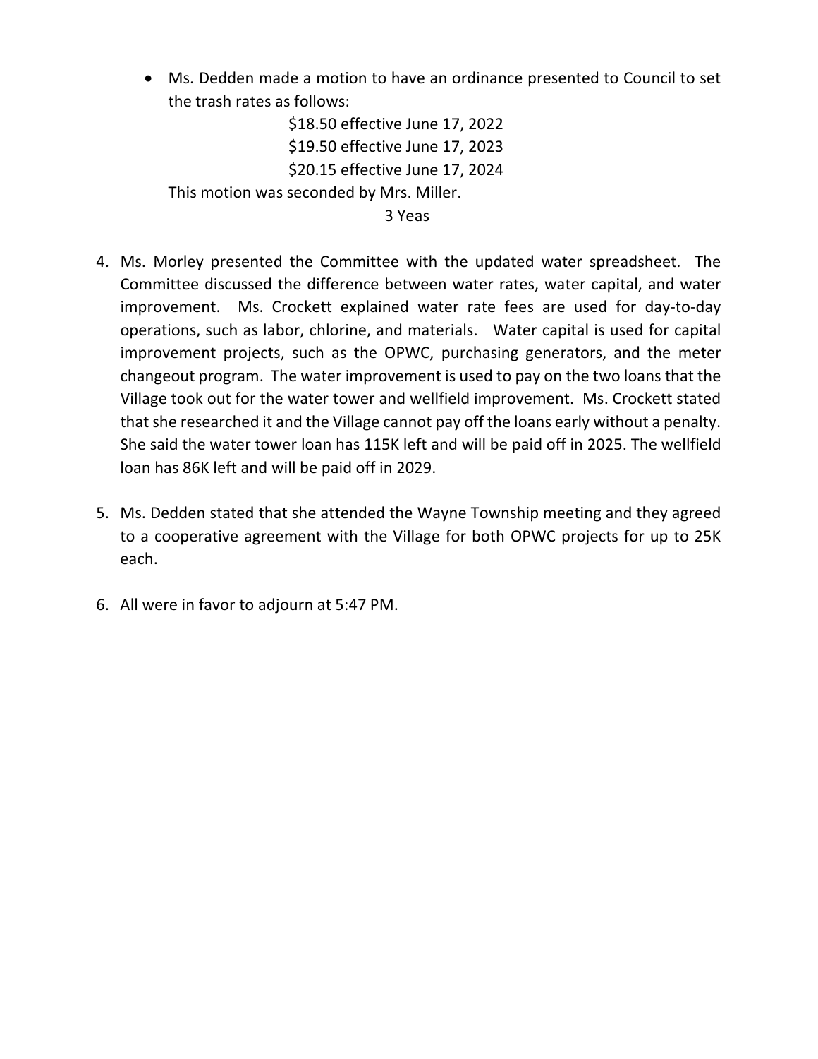- Ms. Dedden made a motion to have an ordinance presented to Council to set the trash rates as follows:

  $18.50 effective June 17, 2022
  $19.50 effective June 17, 2023
  $20.15 effective June 17, 2024

  This motion was seconded by Mrs. Miller.

  3 Yeas

4. Ms. Morley presented the Committee with the updated water spreadsheet. The Committee discussed the difference between water rates, water capital, and water improvement. Ms. Crockett explained water rate fees are used for day-to-day operations, such as labor, chlorine, and materials. Water capital is used for capital improvement projects, such as the OPWC, purchasing generators, and the meter changeout program. The water improvement is used to pay on the two loans that the Village took out for the water tower and wellfield improvement. Ms. Crockett stated that she researched it and the Village cannot pay off the loans early without a penalty. She said the water tower loan has 115K left and will be paid off in 2025. The wellfield loan has 86K left and will be paid off in 2029.

5. Ms. Dedden stated that she attended the Wayne Township meeting and they agreed to a cooperative agreement with the Village for both OPWC projects for up to 25K each.

6. All were in favor to adjourn at 5:47 PM.